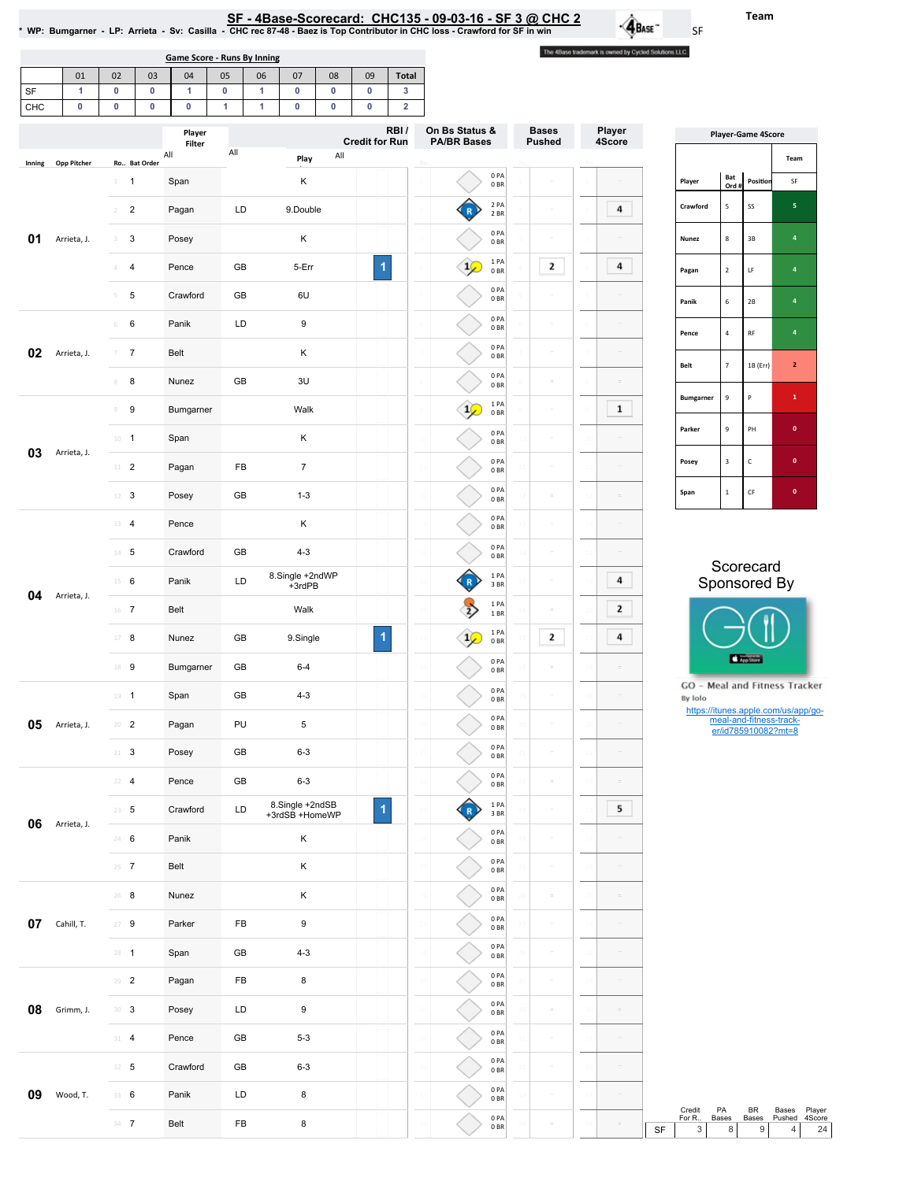# SF - 4Base-Scorecard: CHC135 - 09-03-16 - SF 3 @ CHC 2

* WP: Bumgarner - LP: Arrieta - Sv: Casilla - CHC rec 87-48 - Baez is Top Contributor in CHC loss - Crawford for SF in win

Team: SF

The 4Base trademark is owned by Cycled Solutions LLC.

## Game Score - Runs By Inning

| | 01 | 02 | 03 | 04 | 05 | 06 | 07 | 08 | 09 | Total |
|---|---|---|---|---|---|---|---|---|---|---|
| SF | 1 | 0 | 0 | 1 | 0 | 1 | 0 | 0 | 0 | 3 |
| CHC | 0 | 0 | 0 | 0 | 1 | 1 | 0 | 0 | 0 | 2 |

| Inning | Opp Pitcher | Ro.. | Bat Order | Player | | Play | RBI / Credit for Run | On Bs Status & PA/BR Bases | Bases Pushed | Player 4Score |
|---|---|---|---|---|---|---|---|---|---|---|
| 01 | Arrieta, J. | 1 | 1 | Span | | K | | 0 PA 0 BR | | |
| | | 2 | 2 | Pagan | LD | 9.Double | | 2 PA 2 BR | | 4 |
| | | 3 | 3 | Posey | | K | | 0 PA 0 BR | | |
| | | 4 | 4 | Pence | GB | 5-Err | 1 | 1 PA 0 BR | 2 | 4 |
| | | 5 | 5 | Crawford | GB | 6U | | 0 PA 0 BR | | |
| 02 | Arrieta, J. | 6 | 6 | Panik | LD | 9 | | 0 PA 0 BR | | |
| | | 7 | 7 | Belt | | K | | 0 PA 0 BR | | |
| | | 8 | 8 | Nunez | GB | 3U | | 0 PA 0 BR | | |
| 03 | Arrieta, J. | 9 | 9 | Bumgarner | | Walk | | 1 PA 0 BR | | 1 |
| | | 10 | 1 | Span | | K | | 0 PA 0 BR | | |
| | | 11 | 2 | Pagan | FB | 7 | | 0 PA 0 BR | | |
| | | 12 | 3 | Posey | GB | 1-3 | | 0 PA 0 BR | | |
| 04 | Arrieta, J. | 13 | 4 | Pence | | K | | 0 PA 0 BR | | |
| | | 14 | 5 | Crawford | GB | 4-3 | | 0 PA 0 BR | | |
| | | 15 | 6 | Panik | LD | 8.Single +2ndWP +3rdPB | | 1 PA 3 BR | | 4 |
| | | 16 | 7 | Belt | | Walk | | 1 PA 1 BR | | 2 |
| | | 17 | 8 | Nunez | GB | 9.Single | 1 | 1 PA 0 BR | 2 | 4 |
| | | 18 | 9 | Bumgarner | GB | 6-4 | | 0 PA 0 BR | | |
| 05 | Arrieta, J. | 19 | 1 | Span | GB | 4-3 | | 0 PA 0 BR | | |
| | | 20 | 2 | Pagan | PU | 5 | | 0 PA 0 BR | | |
| | | 21 | 3 | Posey | GB | 6-3 | | 0 PA 0 BR | | |
| 06 | Arrieta, J. | 22 | 4 | Pence | GB | 6-3 | | 0 PA 0 BR | | |
| | | 23 | 5 | Crawford | LD | 8.Single +2ndSB +3rdSB +HomeWP | 1 | 1 PA 3 BR | | 5 |
| | | 24 | 6 | Panik | | K | | 0 PA 0 BR | | |
| | | 25 | 7 | Belt | | K | | 0 PA 0 BR | | |
| 07 | Cahill, T. | 26 | 8 | Nunez | | K | | 0 PA 0 BR | | |
| | | 27 | 9 | Parker | FB | 9 | | 0 PA 0 BR | | |
| | | 28 | 1 | Span | GB | 4-3 | | 0 PA 0 BR | | |
| 08 | Grimm, J. | 29 | 2 | Pagan | FB | 8 | | 0 PA 0 BR | | |
| | | 30 | 3 | Posey | LD | 9 | | 0 PA 0 BR | | |
| | | 31 | 4 | Pence | GB | 5-3 | | 0 PA 0 BR | | |
| 09 | Wood, T. | 32 | 5 | Crawford | GB | 6-3 | | 0 PA 0 BR | | |
| | | 33 | 6 | Panik | LD | 8 | | 0 PA 0 BR | | |
| | | 34 | 7 | Belt | FB | 8 | | 0 PA 0 BR | | |

## Player-Game 4Score

| Player | Bat Ord # | Position | SF |
|---|---|---|---|
| Crawford | 5 | SS | 5 |
| Nunez | 8 | 3B | 4 |
| Pagan | 2 | LF | 4 |
| Panik | 6 | 2B | 4 |
| Pence | 4 | RF | 4 |
| Belt | 7 | 1B (Err) | 2 |
| Bumgarner | 9 | P | 1 |
| Parker | 9 | PH | 0 |
| Posey | 3 | C | 0 |
| Span | 1 | CF | 0 |

Scorecard Sponsored By

GO - Meal and Fitness Tracker
By Iolo
https://itunes.apple.com/us/app/go-meal-and-fitness-track-er/id785910082?mt=8

| | Credit For R.. | PA Bases | BR Bases | Bases Pushed | Player 4Score |
|---|---|---|---|---|---|
| SF | 3 | 8 | 9 | 4 | 24 |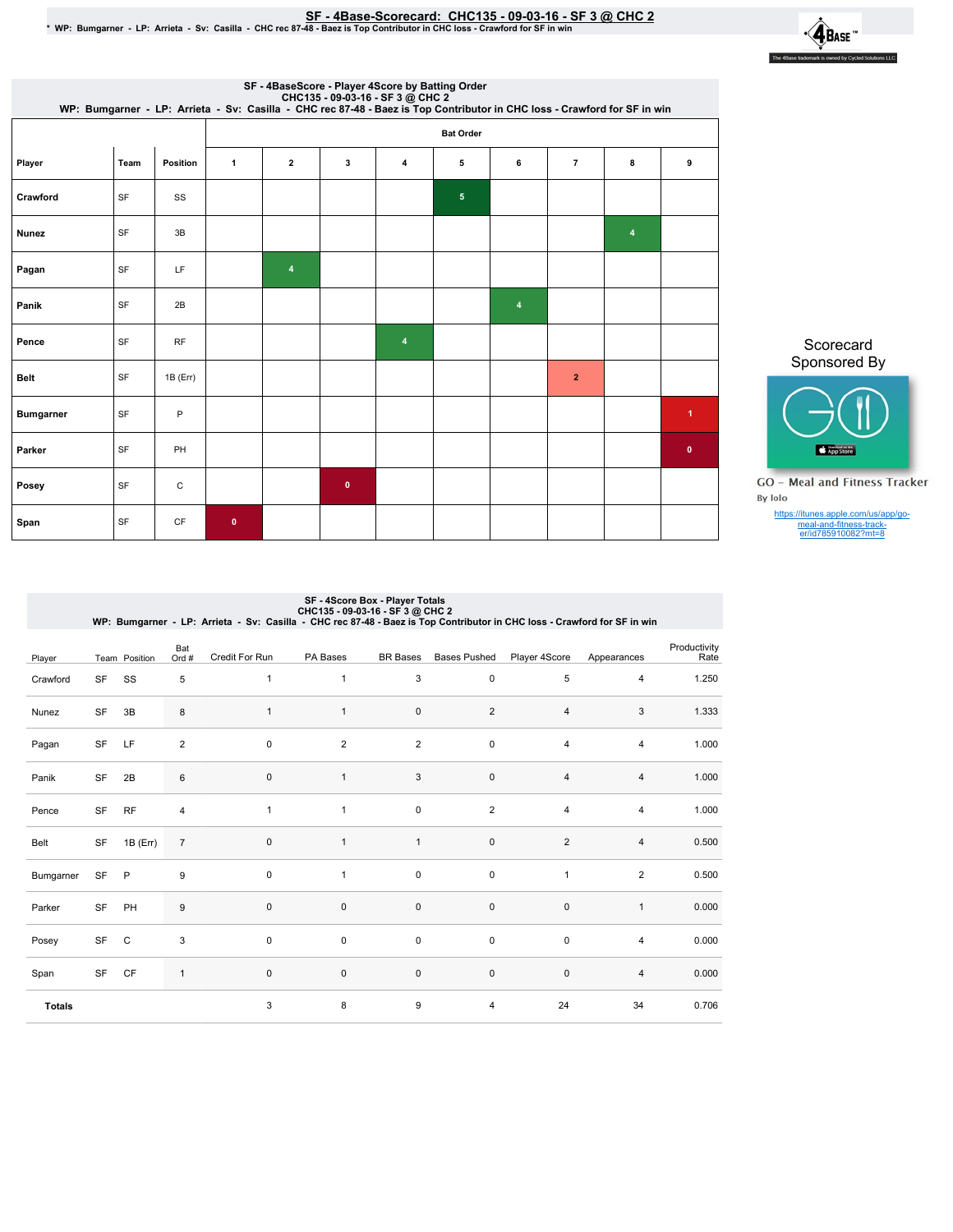# SF - 4Base-Scorecard: CHC135 - 09-03-16 - SF 3 @ CHC 2

* WP: Bumgarner - LP: Arrieta - Sv: Casilla - CHC rec 87-48 - Baez is Top Contributor in CHC loss - Crawford for SF in win

The 4Base trademark is owned by Cycled Solutions LLC.

## SF - 4BaseScore - Player 4Score by Batting Order

CHC135 - 09-03-16 - SF 3 @ CHC 2
WP: Bumgarner - LP: Arrieta - Sv: Casilla - CHC rec 87-48 - Baez is Top Contributor in CHC loss - Crawford for SF in win

| Player | Team | Position | Bat Order 1 | 2 | 3 | 4 | 5 | 6 | 7 | 8 | 9 |
|---|---|---|---|---|---|---|---|---|---|---|---|
| Crawford | SF | SS | | | | | 5 | | | | |
| Nunez | SF | 3B | | | | | | | | 4 | |
| Pagan | SF | LF | | 4 | | | | | | | |
| Panik | SF | 2B | | | | | | 4 | | | |
| Pence | SF | RF | | | | 4 | | | | | |
| Belt | SF | 1B (Err) | | | | | | | 2 | | |
| Bumgarner | SF | P | | | | | | | | | 1 |
| Parker | SF | PH | | | | | | | | | 0 |
| Posey | SF | C | | | 0 | | | | | | |
| Span | SF | CF | 0 | | | | | | | | |

Scorecard Sponsored By

GO - Meal and Fitness Tracker
By Iolo

https://itunes.apple.com/us/app/go-meal-and-fitness-track-er/id785910082?mt=8

## SF - 4Score Box - Player Totals

CHC135 - 09-03-16 - SF 3 @ CHC 2
WP: Bumgarner - LP: Arrieta - Sv: Casilla - CHC rec 87-48 - Baez is Top Contributor in CHC loss - Crawford for SF in win

| Player | Team | Position | Bat Ord # | Credit For Run | PA Bases | BR Bases | Bases Pushed | Player 4Score | Appearances | Productivity Rate |
|---|---|---|---|---|---|---|---|---|---|---|
| Crawford | SF | SS | 5 | 1 | 1 | 3 | 0 | 5 | 4 | 1.250 |
| Nunez | SF | 3B | 8 | 1 | 1 | 0 | 2 | 4 | 3 | 1.333 |
| Pagan | SF | LF | 2 | 0 | 2 | 2 | 0 | 4 | 4 | 1.000 |
| Panik | SF | 2B | 6 | 0 | 1 | 3 | 0 | 4 | 4 | 1.000 |
| Pence | SF | RF | 4 | 1 | 1 | 0 | 2 | 4 | 4 | 1.000 |
| Belt | SF | 1B (Err) | 7 | 0 | 1 | 1 | 0 | 2 | 4 | 0.500 |
| Bumgarner | SF | P | 9 | 0 | 1 | 0 | 0 | 1 | 2 | 0.500 |
| Parker | SF | PH | 9 | 0 | 0 | 0 | 0 | 0 | 1 | 0.000 |
| Posey | SF | C | 3 | 0 | 0 | 0 | 0 | 0 | 4 | 0.000 |
| Span | SF | CF | 1 | 0 | 0 | 0 | 0 | 0 | 4 | 0.000 |
| **Totals** | | | | 3 | 8 | 9 | 4 | 24 | 34 | 0.706 |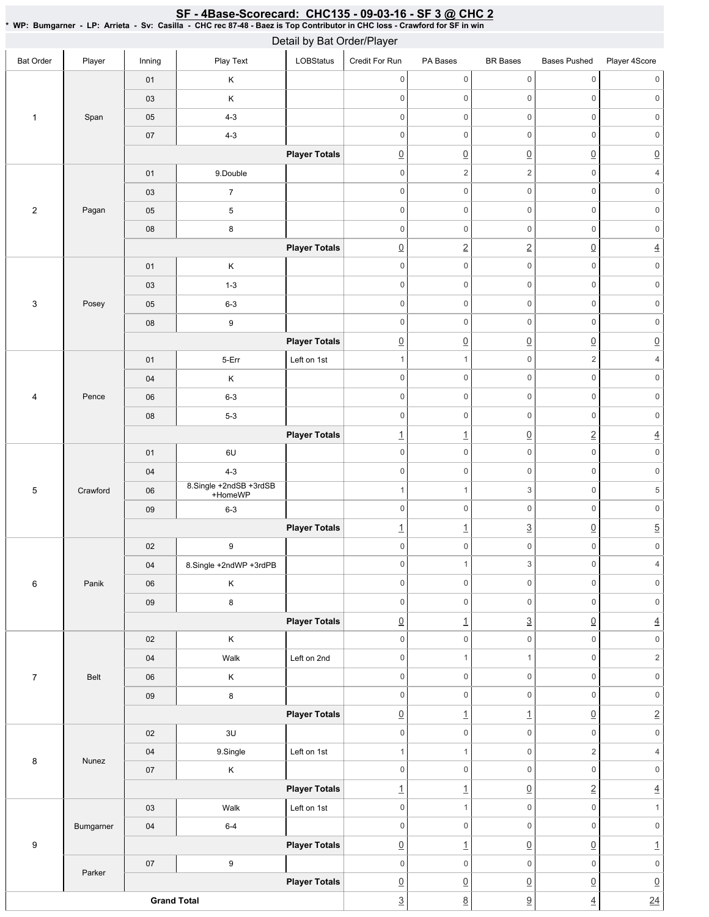## SF - 4Base-Scorecard: CHC135 - 09-03-16 - SF 3 @ CHC 2

* WP: Bumgarner - LP: Arrieta - Sv: Casilla - CHC rec 87-48 - Baez is Top Contributor in CHC loss - Crawford for SF in win

### Detail by Bat Order/Player

| Bat Order | Player | Inning | Play Text | LOBStatus | Credit For Run | PA Bases | BR Bases | Bases Pushed | Player 4Score |
|---|---|---|---|---|---|---|---|---|---|
| 1 | Span | 01 | K | | 0 | 0 | 0 | 0 | 0 |
| | | 03 | K | | 0 | 0 | 0 | 0 | 0 |
| | | 05 | 4-3 | | 0 | 0 | 0 | 0 | 0 |
| | | 07 | 4-3 | | 0 | 0 | 0 | 0 | 0 |
| | | | | **Player Totals** | 0 | 0 | 0 | 0 | 0 |
| 2 | Pagan | 01 | 9.Double | | 0 | 2 | 2 | 0 | 4 |
| | | 03 | 7 | | 0 | 0 | 0 | 0 | 0 |
| | | 05 | 5 | | 0 | 0 | 0 | 0 | 0 |
| | | 08 | 8 | | 0 | 0 | 0 | 0 | 0 |
| | | | | **Player Totals** | 0 | 2 | 2 | 0 | 4 |
| 3 | Posey | 01 | K | | 0 | 0 | 0 | 0 | 0 |
| | | 03 | 1-3 | | 0 | 0 | 0 | 0 | 0 |
| | | 05 | 6-3 | | 0 | 0 | 0 | 0 | 0 |
| | | 08 | 9 | | 0 | 0 | 0 | 0 | 0 |
| | | | | **Player Totals** | 0 | 0 | 0 | 0 | 0 |
| 4 | Pence | 01 | 5-Err | Left on 1st | 1 | 1 | 0 | 2 | 4 |
| | | 04 | K | | 0 | 0 | 0 | 0 | 0 |
| | | 06 | 6-3 | | 0 | 0 | 0 | 0 | 0 |
| | | 08 | 5-3 | | 0 | 0 | 0 | 0 | 0 |
| | | | | **Player Totals** | 1 | 1 | 0 | 2 | 4 |
| 5 | Crawford | 01 | 6U | | 0 | 0 | 0 | 0 | 0 |
| | | 04 | 4-3 | | 0 | 0 | 0 | 0 | 0 |
| | | 06 | 8.Single +2ndSB +3rdSB +HomeWP | | 1 | 1 | 3 | 0 | 5 |
| | | 09 | 6-3 | | 0 | 0 | 0 | 0 | 0 |
| | | | | **Player Totals** | 1 | 1 | 3 | 0 | 5 |
| 6 | Panik | 02 | 9 | | 0 | 0 | 0 | 0 | 0 |
| | | 04 | 8.Single +2ndWP +3rdPB | | 0 | 1 | 3 | 0 | 4 |
| | | 06 | K | | 0 | 0 | 0 | 0 | 0 |
| | | 09 | 8 | | 0 | 0 | 0 | 0 | 0 |
| | | | | **Player Totals** | 0 | 1 | 3 | 0 | 4 |
| 7 | Belt | 02 | K | | 0 | 0 | 0 | 0 | 0 |
| | | 04 | Walk | Left on 2nd | 0 | 1 | 1 | 0 | 2 |
| | | 06 | K | | 0 | 0 | 0 | 0 | 0 |
| | | 09 | 8 | | 0 | 0 | 0 | 0 | 0 |
| | | | | **Player Totals** | 0 | 1 | 1 | 0 | 2 |
| 8 | Nunez | 02 | 3U | | 0 | 0 | 0 | 0 | 0 |
| | | 04 | 9.Single | Left on 1st | 1 | 1 | 0 | 2 | 4 |
| | | 07 | K | | 0 | 0 | 0 | 0 | 0 |
| | | | | **Player Totals** | 1 | 1 | 0 | 2 | 4 |
| 9 | Bumgarner | 03 | Walk | Left on 1st | 0 | 1 | 0 | 0 | 1 |
| | | 04 | 6-4 | | 0 | 0 | 0 | 0 | 0 |
| | | | | **Player Totals** | 0 | 1 | 0 | 0 | 1 |
| | Parker | 07 | 9 | | 0 | 0 | 0 | 0 | 0 |
| | | | | **Player Totals** | 0 | 0 | 0 | 0 | 0 |
| **Grand Total** | | | | | 3 | 8 | 9 | 4 | 24 |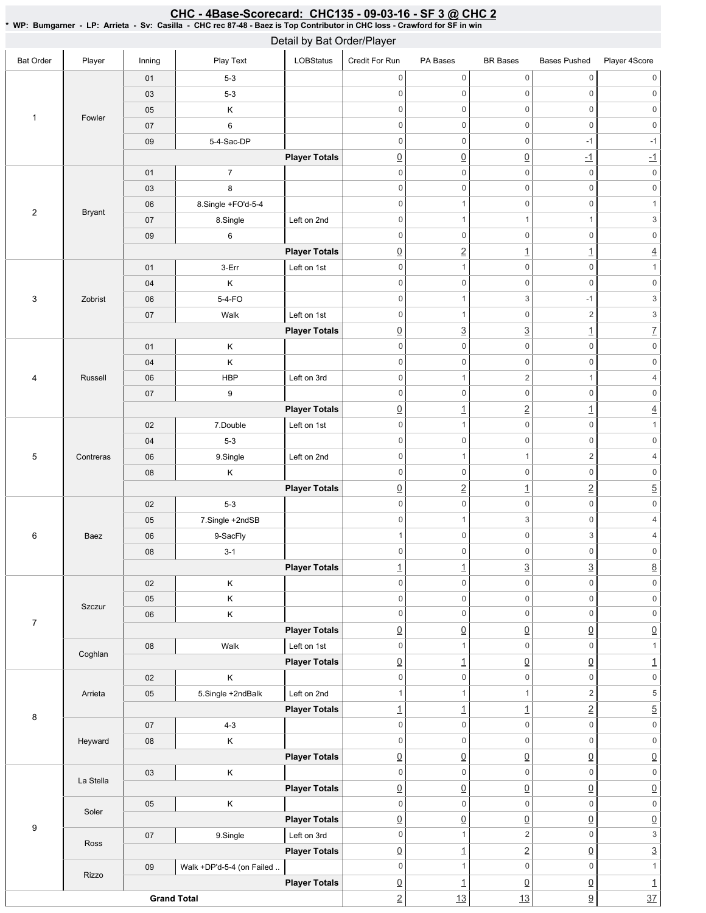## CHC - 4Base-Scorecard: CHC135 - 09-03-16 - SF 3 @ CHC 2

**\* WP: Bumgarner - LP: Arrieta - Sv: Casilla - CHC rec 87-48 - Baez is Top Contributor in CHC loss - Crawford for SF in win**

### Detail by Bat Order/Player

| Bat Order | Player | Inning | Play Text | LOBStatus | Credit For Run | PA Bases | BR Bases | Bases Pushed | Player 4Score |
|---|---|---|---|---|---|---|---|---|---|
| 1 | Fowler | 01 | 5-3 | | 0 | 0 | 0 | 0 | 0 |
| | | 03 | 5-3 | | 0 | 0 | 0 | 0 | 0 |
| | | 05 | K | | 0 | 0 | 0 | 0 | 0 |
| | | 07 | 6 | | 0 | 0 | 0 | 0 | 0 |
| | | 09 | 5-4-Sac-DP | | 0 | 0 | 0 | -1 | -1 |
| | | | | **Player Totals** | 0 | 0 | 0 | -1 | -1 |
| 2 | Bryant | 01 | 7 | | 0 | 0 | 0 | 0 | 0 |
| | | 03 | 8 | | 0 | 0 | 0 | 0 | 0 |
| | | 06 | 8.Single +FO'd-5-4 | | 0 | 1 | 0 | 0 | 1 |
| | | 07 | 8.Single | Left on 2nd | 0 | 1 | 1 | 1 | 3 |
| | | 09 | 6 | | 0 | 0 | 0 | 0 | 0 |
| | | | | **Player Totals** | 0 | 2 | 1 | 1 | 4 |
| 3 | Zobrist | 01 | 3-Err | Left on 1st | 0 | 1 | 0 | 0 | 1 |
| | | 04 | K | | 0 | 0 | 0 | 0 | 0 |
| | | 06 | 5-4-FO | | 0 | 1 | 3 | -1 | 3 |
| | | 07 | Walk | Left on 1st | 0 | 1 | 0 | 2 | 3 |
| | | | | **Player Totals** | 0 | 3 | 3 | 1 | 7 |
| 4 | Russell | 01 | K | | 0 | 0 | 0 | 0 | 0 |
| | | 04 | K | | 0 | 0 | 0 | 0 | 0 |
| | | 06 | HBP | Left on 3rd | 0 | 1 | 2 | 1 | 4 |
| | | 07 | 9 | | 0 | 0 | 0 | 0 | 0 |
| | | | | **Player Totals** | 0 | 1 | 2 | 1 | 4 |
| 5 | Contreras | 02 | 7.Double | Left on 1st | 0 | 1 | 0 | 0 | 1 |
| | | 04 | 5-3 | | 0 | 0 | 0 | 0 | 0 |
| | | 06 | 9.Single | Left on 2nd | 0 | 1 | 1 | 2 | 4 |
| | | 08 | K | | 0 | 0 | 0 | 0 | 0 |
| | | | | **Player Totals** | 0 | 2 | 1 | 2 | 5 |
| 6 | Baez | 02 | 5-3 | | 0 | 0 | 0 | 0 | 0 |
| | | 05 | 7.Single +2ndSB | | 0 | 1 | 3 | 0 | 4 |
| | | 06 | 9-SacFly | | 1 | 0 | 0 | 3 | 4 |
| | | 08 | 3-1 | | 0 | 0 | 0 | 0 | 0 |
| | | | | **Player Totals** | 1 | 1 | 3 | 3 | 8 |
| 7 | Szczur | 02 | K | | 0 | 0 | 0 | 0 | 0 |
| | | 05 | K | | 0 | 0 | 0 | 0 | 0 |
| | | 06 | K | | 0 | 0 | 0 | 0 | 0 |
| | | | | **Player Totals** | 0 | 0 | 0 | 0 | 0 |
| | Coghlan | 08 | Walk | Left on 1st | 0 | 1 | 0 | 0 | 1 |
| | | | | **Player Totals** | 0 | 1 | 0 | 0 | 1 |
| 8 | Arrieta | 02 | K | | 0 | 0 | 0 | 0 | 0 |
| | | 05 | 5.Single +2ndBalk | Left on 2nd | 1 | 1 | 1 | 2 | 5 |
| | | | | **Player Totals** | 1 | 1 | 1 | 2 | 5 |
| | Heyward | 07 | 4-3 | | 0 | 0 | 0 | 0 | 0 |
| | | 08 | K | | 0 | 0 | 0 | 0 | 0 |
| | | | | **Player Totals** | 0 | 0 | 0 | 0 | 0 |
| 9 | La Stella | 03 | K | | 0 | 0 | 0 | 0 | 0 |
| | | | | **Player Totals** | 0 | 0 | 0 | 0 | 0 |
| | Soler | 05 | K | | 0 | 0 | 0 | 0 | 0 |
| | | | | **Player Totals** | 0 | 0 | 0 | 0 | 0 |
| | Ross | 07 | 9.Single | Left on 3rd | 0 | 1 | 2 | 0 | 3 |
| | | | | **Player Totals** | 0 | 1 | 2 | 0 | 3 |
| | Rizzo | 09 | Walk +DP'd-5-4 (on Failed .. | | 0 | 1 | 0 | 0 | 1 |
| | | | | **Player Totals** | 0 | 1 | 0 | 0 | 1 |
| **Grand Total** | | | | | 2 | 13 | 13 | 9 | 37 |